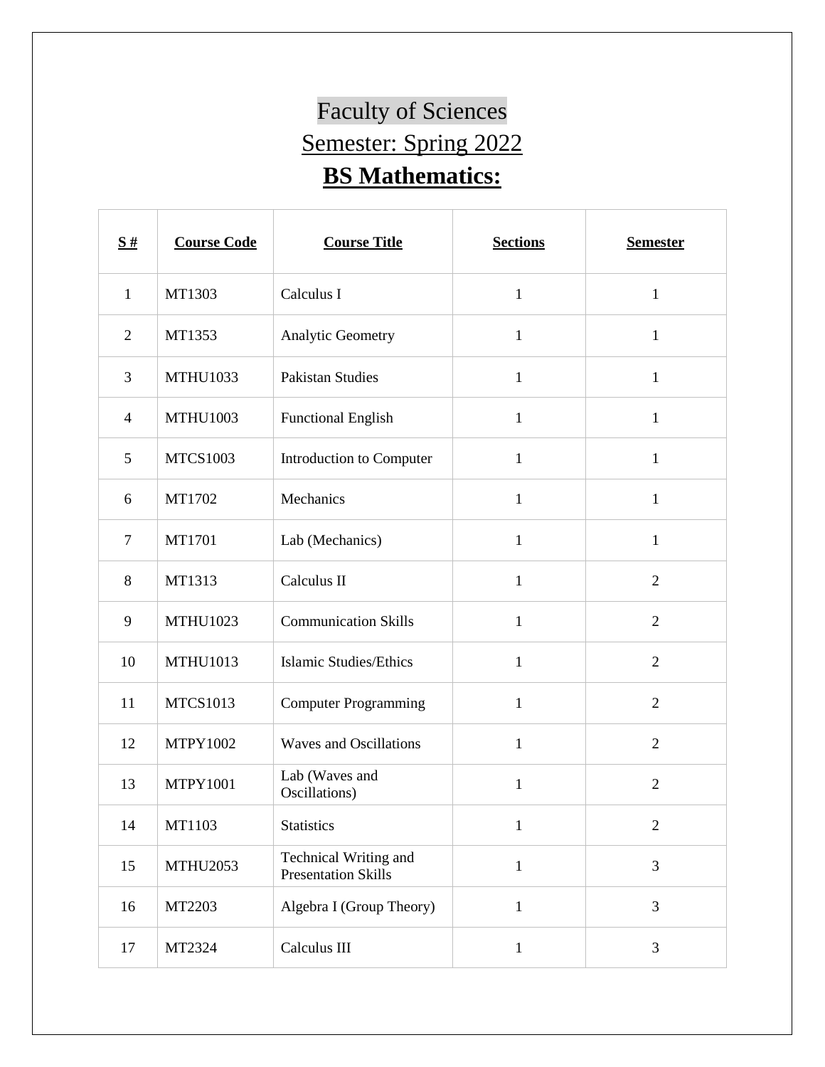# Faculty of Sciences

## Semester: Spring 2022

## **BS Mathematics:**

| **S #** | **Course Code** | **Course Title** | **Sections** | **Semester** |
|---|---|---|---|---|
| 1 | MT1303 | Calculus I | 1 | 1 |
| 2 | MT1353 | Analytic Geometry | 1 | 1 |
| 3 | MTHU1033 | Pakistan Studies | 1 | 1 |
| 4 | MTHU1003 | Functional English | 1 | 1 |
| 5 | MTCS1003 | Introduction to Computer | 1 | 1 |
| 6 | MT1702 | Mechanics | 1 | 1 |
| 7 | MT1701 | Lab (Mechanics) | 1 | 1 |
| 8 | MT1313 | Calculus II | 1 | 2 |
| 9 | MTHU1023 | Communication Skills | 1 | 2 |
| 10 | MTHU1013 | Islamic Studies/Ethics | 1 | 2 |
| 11 | MTCS1013 | Computer Programming | 1 | 2 |
| 12 | MTPY1002 | Waves and Oscillations | 1 | 2 |
| 13 | MTPY1001 | Lab (Waves and Oscillations) | 1 | 2 |
| 14 | MT1103 | Statistics | 1 | 2 |
| 15 | MTHU2053 | Technical Writing and Presentation Skills | 1 | 3 |
| 16 | MT2203 | Algebra I (Group Theory) | 1 | 3 |
| 17 | MT2324 | Calculus III | 1 | 3 |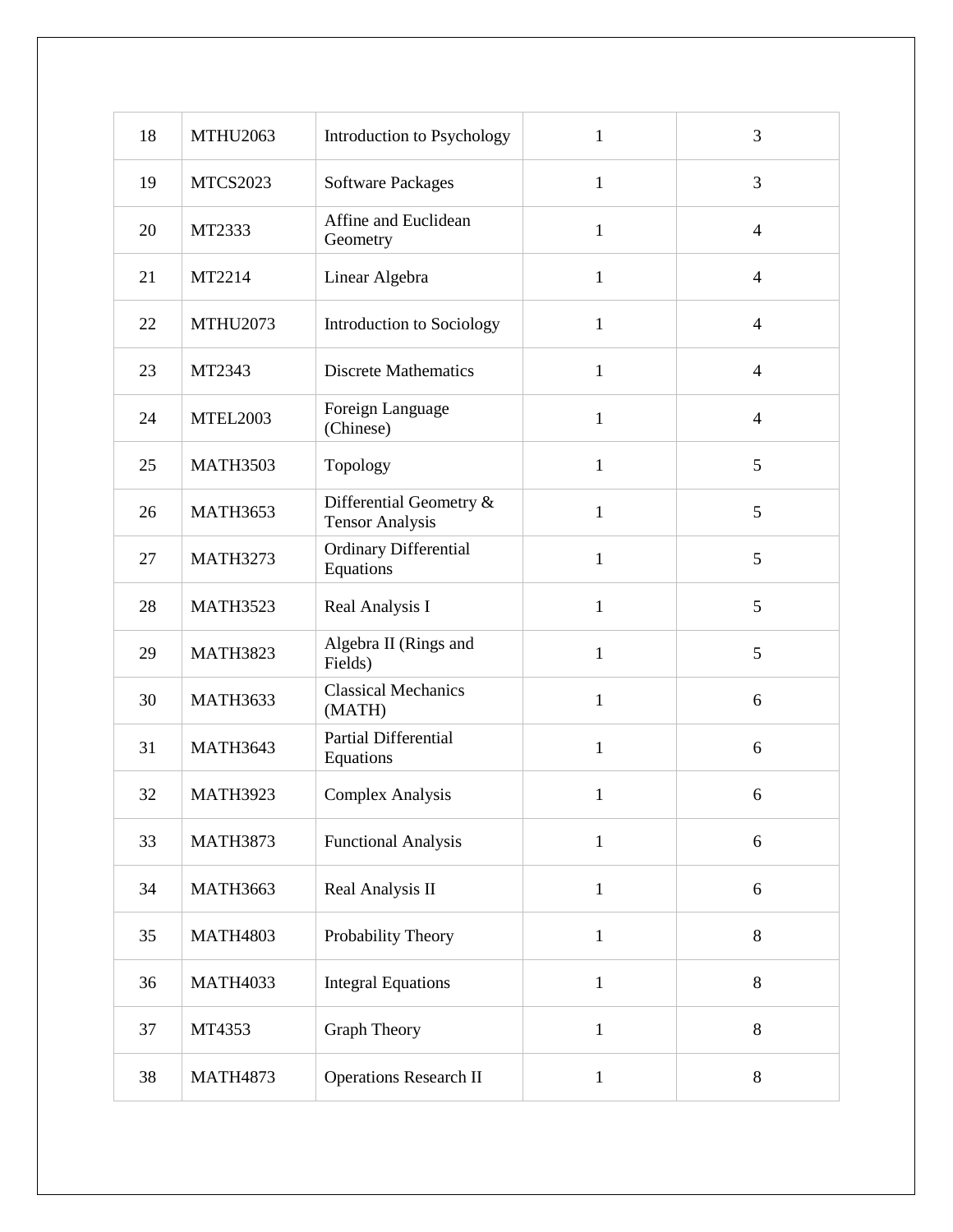| | | | | |
|---|---|---|---|---|
| 18 | MTHU2063 | Introduction to Psychology | 1 | 3 |
| 19 | MTCS2023 | Software Packages | 1 | 3 |
| 20 | MT2333 | Affine and Euclidean Geometry | 1 | 4 |
| 21 | MT2214 | Linear Algebra | 1 | 4 |
| 22 | MTHU2073 | Introduction to Sociology | 1 | 4 |
| 23 | MT2343 | Discrete Mathematics | 1 | 4 |
| 24 | MTEL2003 | Foreign Language (Chinese) | 1 | 4 |
| 25 | MATH3503 | Topology | 1 | 5 |
| 26 | MATH3653 | Differential Geometry & Tensor Analysis | 1 | 5 |
| 27 | MATH3273 | Ordinary Differential Equations | 1 | 5 |
| 28 | MATH3523 | Real Analysis I | 1 | 5 |
| 29 | MATH3823 | Algebra II (Rings and Fields) | 1 | 5 |
| 30 | MATH3633 | Classical Mechanics (MATH) | 1 | 6 |
| 31 | MATH3643 | Partial Differential Equations | 1 | 6 |
| 32 | MATH3923 | Complex Analysis | 1 | 6 |
| 33 | MATH3873 | Functional Analysis | 1 | 6 |
| 34 | MATH3663 | Real Analysis II | 1 | 6 |
| 35 | MATH4803 | Probability Theory | 1 | 8 |
| 36 | MATH4033 | Integral Equations | 1 | 8 |
| 37 | MT4353 | Graph Theory | 1 | 8 |
| 38 | MATH4873 | Operations Research II | 1 | 8 |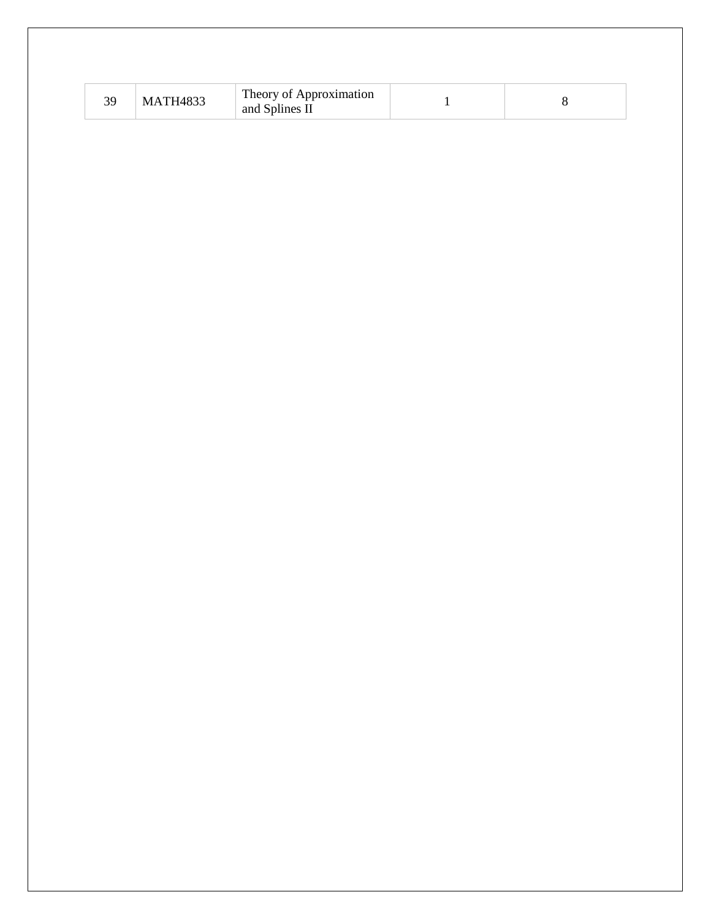| | | | | |
|---|---|---|---|---|
| 39 | MATH4833 | Theory of Approximation and Splines II | 1 | 8 |